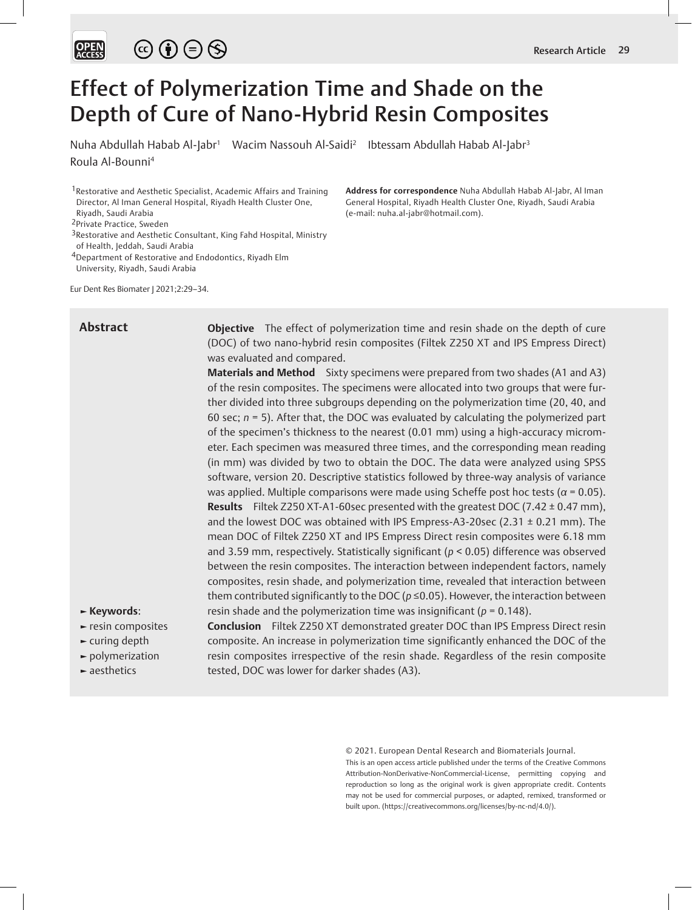# Effect of Polymerization Time and Shade on the Depth of Cure of Nano-Hybrid Resin Composites

Nuha Abdullah Habab Al-Jabr[1] Wacim Nassouh Al-Saidi[2] Ibtessam Abdullah Habab Al-Jabr[3] Roula Al-Bounni[4]

[1]Restorative and Aesthetic Specialist, Academic Affairs and Training Director, Al Iman General Hospital, Riyadh Health Cluster One, Riyadh, Saudi Arabia
[2]Private Practice, Sweden
[3]Restorative and Aesthetic Consultant, King Fahd Hospital, Ministry of Health, Jeddah, Saudi Arabia
[4]Department of Restorative and Endodontics, Riyadh Elm University, Riyadh, Saudi Arabia

**Address for correspondence** Nuha Abdullah Habab Al-Jabr, Al Iman General Hospital, Riyadh Health Cluster One, Riyadh, Saudi Arabia (e-mail: nuha.al-jabr@hotmail.com).

Eur Dent Res Biomater J 2021;2:29–34.

## Abstract

**Objective** The effect of polymerization time and resin shade on the depth of cure (DOC) of two nano-hybrid resin composites (Filtek Z250 XT and IPS Empress Direct) was evaluated and compared.

**Materials and Method** Sixty specimens were prepared from two shades (A1 and A3) of the resin composites. The specimens were allocated into two groups that were further divided into three subgroups depending on the polymerization time (20, 40, and 60 sec; $n = 5$). After that, the DOC was evaluated by calculating the polymerized part of the specimen's thickness to the nearest (0.01 mm) using a high-accuracy micrometer. Each specimen was measured three times, and the corresponding mean reading (in mm) was divided by two to obtain the DOC. The data were analyzed using SPSS software, version 20. Descriptive statistics followed by three-way analysis of variance was applied. Multiple comparisons were made using Scheffe post hoc tests ($\alpha = 0.05$).

**Results** Filtek Z250 XT-A1-60sec presented with the greatest DOC (7.42 ± 0.47 mm), and the lowest DOC was obtained with IPS Empress-A3-20sec (2.31 ± 0.21 mm). The mean DOC of Filtek Z250 XT and IPS Empress Direct resin composites were 6.18 mm and 3.59 mm, respectively. Statistically significant ($p < 0.05$) difference was observed between the resin composites. The interaction between independent factors, namely composites, resin shade, and polymerization time, revealed that interaction between them contributed significantly to the DOC ($p \leq 0.05$). However, the interaction between resin shade and the polymerization time was insignificant ($p = 0.148$).

**Conclusion** Filtek Z250 XT demonstrated greater DOC than IPS Empress Direct resin composite. An increase in polymerization time significantly enhanced the DOC of the resin composites irrespective of the resin shade. Regardless of the resin composite tested, DOC was lower for darker shades (A3).

**Keywords**:
- resin composites
- curing depth
- polymerization
- aesthetics

© 2021. European Dental Research and Biomaterials Journal.
This is an open access article published under the terms of the Creative Commons Attribution-NonDerivative-NonCommercial-License, permitting copying and reproduction so long as the original work is given appropriate credit. Contents may not be used for commercial purposes, or adapted, remixed, transformed or built upon. (https://creativecommons.org/licenses/by-nc-nd/4.0/).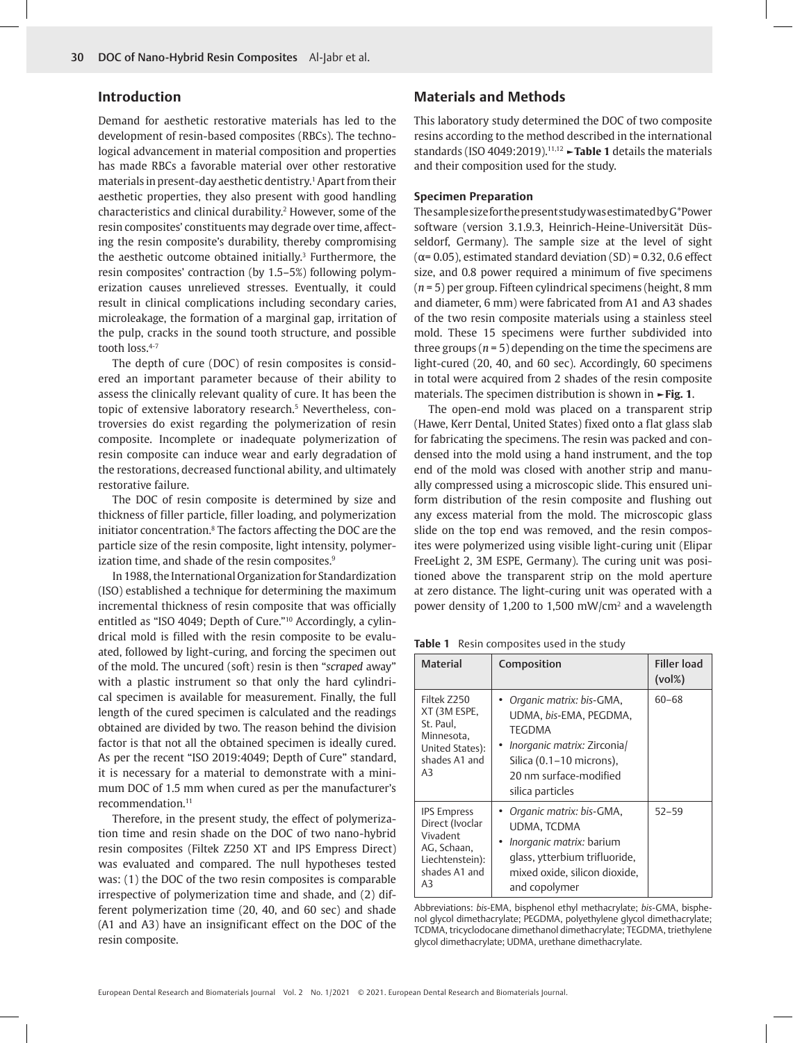## Introduction

Demand for aesthetic restorative materials has led to the development of resin-based composites (RBCs). The technological advancement in material composition and properties has made RBCs a favorable material over other restorative materials in present-day aesthetic dentistry.[1] Apart from their aesthetic properties, they also present with good handling characteristics and clinical durability.[2] However, some of the resin composites' constituents may degrade over time, affecting the resin composite's durability, thereby compromising the aesthetic outcome obtained initially.[3] Furthermore, the resin composites' contraction (by 1.5–5%) following polymerization causes unrelieved stresses. Eventually, it could result in clinical complications including secondary caries, microleakage, the formation of a marginal gap, irritation of the pulp, cracks in the sound tooth structure, and possible tooth loss.[4-7]

The depth of cure (DOC) of resin composites is considered an important parameter because of their ability to assess the clinically relevant quality of cure. It has been the topic of extensive laboratory research.[5] Nevertheless, controversies do exist regarding the polymerization of resin composite. Incomplete or inadequate polymerization of resin composite can induce wear and early degradation of the restorations, decreased functional ability, and ultimately restorative failure.

The DOC of resin composite is determined by size and thickness of filler particle, filler loading, and polymerization initiator concentration.[8] The factors affecting the DOC are the particle size of the resin composite, light intensity, polymerization time, and shade of the resin composites.[9]

In 1988, the International Organization for Standardization (ISO) established a technique for determining the maximum incremental thickness of resin composite that was officially entitled as "ISO 4049; Depth of Cure."[10] Accordingly, a cylindrical mold is filled with the resin composite to be evaluated, followed by light-curing, and forcing the specimen out of the mold. The uncured (soft) resin is then "*scraped* away" with a plastic instrument so that only the hard cylindrical specimen is available for measurement. Finally, the full length of the cured specimen is calculated and the readings obtained are divided by two. The reason behind the division factor is that not all the obtained specimen is ideally cured. As per the recent "ISO 2019:4049; Depth of Cure" standard, it is necessary for a material to demonstrate with a minimum DOC of 1.5 mm when cured as per the manufacturer's recommendation.[11]

Therefore, in the present study, the effect of polymerization time and resin shade on the DOC of two nano-hybrid resin composites (Filtek Z250 XT and IPS Empress Direct) was evaluated and compared. The null hypotheses tested was: (1) the DOC of the two resin composites is comparable irrespective of polymerization time and shade, and (2) different polymerization time (20, 40, and 60 sec) and shade (A1 and A3) have an insignificant effect on the DOC of the resin composite.

## Materials and Methods

This laboratory study determined the DOC of two composite resins according to the method described in the international standards (ISO 4049:2019).[11,12] **Table 1** details the materials and their composition used for the study.

### Specimen Preparation

The sample size for the present study was estimated by G*Power software (version 3.1.9.3, Heinrich-Heine-Universität Düsseldorf, Germany). The sample size at the level of sight ($\alpha$= 0.05), estimated standard deviation (SD) = 0.32, 0.6 effect size, and 0.8 power required a minimum of five specimens ($n$ = 5) per group. Fifteen cylindrical specimens (height, 8 mm and diameter, 6 mm) were fabricated from A1 and A3 shades of the two resin composite materials using a stainless steel mold. These 15 specimens were further subdivided into three groups ($n$ = 5) depending on the time the specimens are light-cured (20, 40, and 60 sec). Accordingly, 60 specimens in total were acquired from 2 shades of the resin composite materials. The specimen distribution is shown in **Fig. 1**.

The open-end mold was placed on a transparent strip (Hawe, Kerr Dental, United States) fixed onto a flat glass slab for fabricating the specimens. The resin was packed and condensed into the mold using a hand instrument, and the top end of the mold was closed with another strip and manually compressed using a microscopic slide. This ensured uniform distribution of the resin composite and flushing out any excess material from the mold. The microscopic glass slide on the top end was removed, and the resin composites were polymerized using visible light-curing unit (Elipar FreeLight 2, 3M ESPE, Germany). The curing unit was positioned above the transparent strip on the mold aperture at zero distance. The light-curing unit was operated with a power density of 1,200 to 1,500 mW/cm$^2$ and a wavelength

**Table 1** Resin composites used in the study

| Material | Composition | Filler load (vol%) |
|---|---|---|
| Filtek Z250 XT (3M ESPE, St. Paul, Minnesota, United States): shades A1 and A3 | • *Organic matrix: bis*-GMA, UDMA, *bis*-EMA, PEGDMA, TEGDMA<br>• *Inorganic matrix:* Zirconia/Silica (0.1–10 microns), 20 nm surface-modified silica particles | 60–68 |
| IPS Empress Direct (Ivoclar Vivadent AG, Schaan, Liechtenstein): shades A1 and A3 | • *Organic matrix: bis*-GMA, UDMA, TCDMA<br>• *Inorganic matrix:* barium glass, ytterbium trifluoride, mixed oxide, silicon dioxide, and copolymer | 52–59 |

Abbreviations: *bis*-EMA, bisphenol ethyl methacrylate; *bis*-GMA, bisphenol glycol dimethacrylate; PEGDMA, polyethylene glycol dimethacrylate; TCDMA, tricyclodocane dimethanol dimethacrylate; TEGDMA, triethylene glycol dimethacrylate; UDMA, urethane dimethacrylate.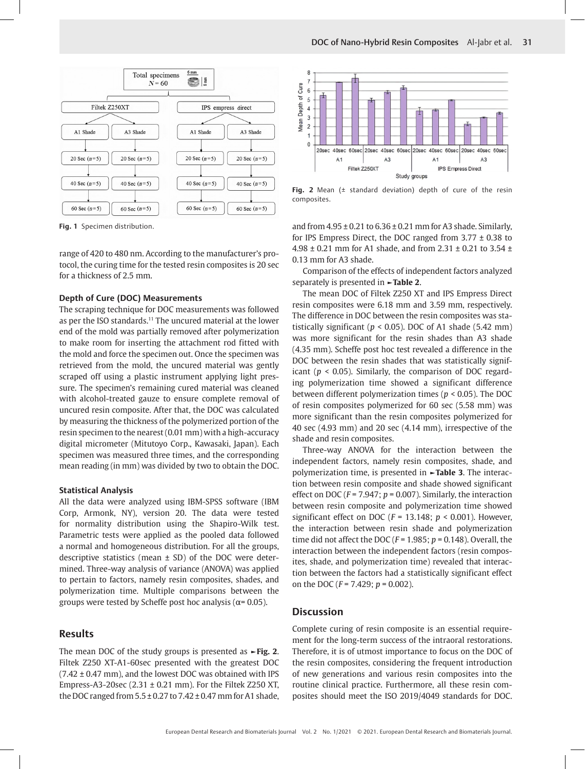Fig. 1 Specimen distribution.

range of 420 to 480 nm. According to the manufacturer's protocol, the curing time for the tested resin composites is 20 sec for a thickness of 2.5 mm.

### Depth of Cure (DOC) Measurements

The scraping technique for DOC measurements was followed as per the ISO standards.[11] The uncured material at the lower end of the mold was partially removed after polymerization to make room for inserting the attachment rod fitted with the mold and force the specimen out. Once the specimen was retrieved from the mold, the uncured material was gently scraped off using a plastic instrument applying light pressure. The specimen's remaining cured material was cleaned with alcohol-treated gauze to ensure complete removal of uncured resin composite. After that, the DOC was calculated by measuring the thickness of the polymerized portion of the resin specimen to the nearest (0.01 mm) with a high-accuracy digital micrometer (Mitutoyo Corp., Kawasaki, Japan). Each specimen was measured three times, and the corresponding mean reading (in mm) was divided by two to obtain the DOC.

### Statistical Analysis

All the data were analyzed using IBM-SPSS software (IBM Corp, Armonk, NY), version 20. The data were tested for normality distribution using the Shapiro-Wilk test. Parametric tests were applied as the pooled data followed a normal and homogeneous distribution. For all the groups, descriptive statistics (mean ± SD) of the DOC were determined. Three-way analysis of variance (ANOVA) was applied to pertain to factors, namely resin composites, shades, and polymerization time. Multiple comparisons between the groups were tested by Scheffe post hoc analysis ($\alpha = 0.05$).

## Results

The mean DOC of the study groups is presented as ►**Fig. 2**. Filtek Z250 XT-A1-60sec presented with the greatest DOC (7.42 ± 0.47 mm), and the lowest DOC was obtained with IPS Empress-A3-20sec (2.31 ± 0.21 mm). For the Filtek Z250 XT, the DOC ranged from 5.5 ± 0.27 to 7.42 ± 0.47 mm for A1 shade, and from 4.95 ± 0.21 to 6.36 ± 0.21 mm for A3 shade. Similarly, for IPS Empress Direct, the DOC ranged from 3.77 ± 0.38 to 4.98 ± 0.21 mm for A1 shade, and from 2.31 ± 0.21 to 3.54 ± 0.13 mm for A3 shade.

Fig. 2 Mean (± standard deviation) depth of cure of the resin composites.

Comparison of the effects of independent factors analyzed separately is presented in ►**Table 2**.

The mean DOC of Filtek Z250 XT and IPS Empress Direct resin composites were 6.18 mm and 3.59 mm, respectively. The difference in DOC between the resin composites was statistically significant ($p < 0.05$). DOC of A1 shade (5.42 mm) was more significant for the resin shades than A3 shade (4.35 mm). Scheffe post hoc test revealed a difference in the DOC between the resin shades that was statistically significant ($p < 0.05$). Similarly, the comparison of DOC regarding polymerization time showed a significant difference between different polymerization times ($p < 0.05$). The DOC of resin composites polymerized for 60 sec (5.58 mm) was more significant than the resin composites polymerized for 40 sec (4.93 mm) and 20 sec (4.14 mm), irrespective of the shade and resin composites.

Three-way ANOVA for the interaction between the independent factors, namely resin composites, shade, and polymerization time, is presented in ►**Table 3**. The interaction between resin composite and shade showed significant effect on DOC ($F = 7.947$; $p = 0.007$). Similarly, the interaction between resin composite and polymerization time showed significant effect on DOC ($F = 13.148$; $p < 0.001$). However, the interaction between resin shade and polymerization time did not affect the DOC ($F = 1.985$; $p = 0.148$). Overall, the interaction between the independent factors (resin composites, shade, and polymerization time) revealed that interaction between the factors had a statistically significant effect on the DOC ($F = 7.429$; $p = 0.002$).

## Discussion

Complete curing of resin composite is an essential requirement for the long-term success of the intraoral restorations. Therefore, it is of utmost importance to focus on the DOC of the resin composites, considering the frequent introduction of new generations and various resin composites into the routine clinical practice. Furthermore, all these resin composites should meet the ISO 2019/4049 standards for DOC.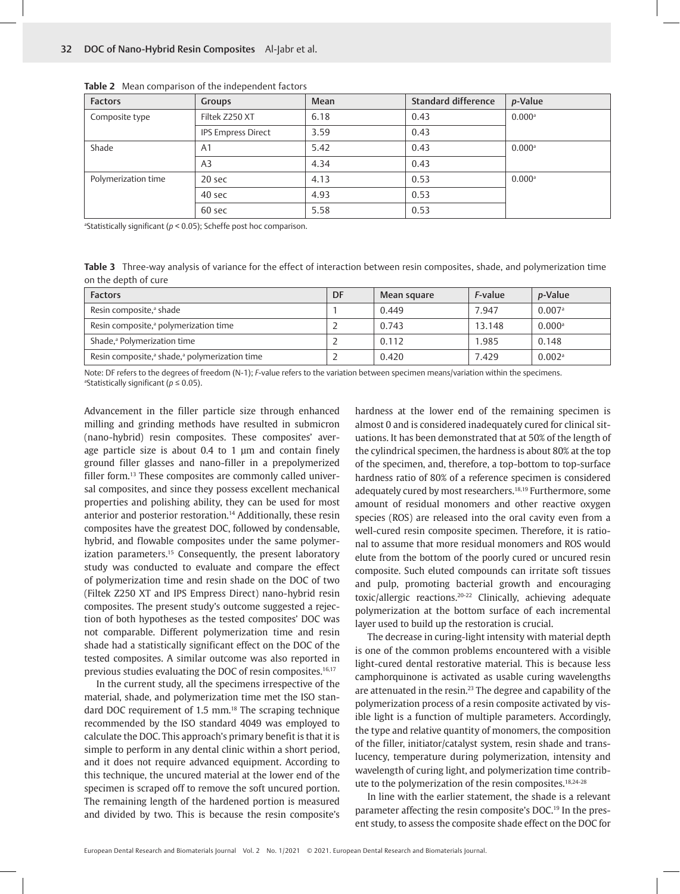**Table 2** Mean comparison of the independent factors

| Factors | Groups | Mean | Standard difference | *p*-Value |
|---|---|---|---|---|
| Composite type | Filtek Z250 XT | 6.18 | 0.43 | 0.000[a] |
| | IPS Empress Direct | 3.59 | 0.43 | |
| Shade | A1 | 5.42 | 0.43 | 0.000[a] |
| | A3 | 4.34 | 0.43 | |
| Polymerization time | 20 sec | 4.13 | 0.53 | 0.000[a] |
| | 40 sec | 4.93 | 0.53 | |
| | 60 sec | 5.58 | 0.53 | |

[a]Statistically significant ($p < 0.05$); Scheffe post hoc comparison.

**Table 3** Three-way analysis of variance for the effect of interaction between resin composites, shade, and polymerization time on the depth of cure

| Factors | DF | Mean square | *F*-value | *p*-Value |
|---|---|---|---|---|
| Resin composite,[a] shade | 1 | 0.449 | 7.947 | 0.007[a] |
| Resin composite,[a] polymerization time | 2 | 0.743 | 13.148 | 0.000[a] |
| Shade,[a] Polymerization time | 2 | 0.112 | 1.985 | 0.148 |
| Resin composite,[a] shade,[a] polymerization time | 2 | 0.420 | 7.429 | 0.002[a] |

Note: DF refers to the degrees of freedom (N-1); *F*-value refers to the variation between specimen means/variation within the specimens.
[a]Statistically significant ($p \leq 0.05$).

Advancement in the filler particle size through enhanced milling and grinding methods have resulted in submicron (nano-hybrid) resin composites. These composites' average particle size is about 0.4 to 1 µm and contain finely ground filler glasses and nano-filler in a prepolymerized filler form.[13] These composites are commonly called universal composites, and since they possess excellent mechanical properties and polishing ability, they can be used for most anterior and posterior restoration.[14] Additionally, these resin composites have the greatest DOC, followed by condensable, hybrid, and flowable composites under the same polymerization parameters.[15] Consequently, the present laboratory study was conducted to evaluate and compare the effect of polymerization time and resin shade on the DOC of two (Filtek Z250 XT and IPS Empress Direct) nano-hybrid resin composites. The present study's outcome suggested a rejection of both hypotheses as the tested composites' DOC was not comparable. Different polymerization time and resin shade had a statistically significant effect on the DOC of the tested composites. A similar outcome was also reported in previous studies evaluating the DOC of resin composites.[16,17]

In the current study, all the specimens irrespective of the material, shade, and polymerization time met the ISO standard DOC requirement of 1.5 mm.[18] The scraping technique recommended by the ISO standard 4049 was employed to calculate the DOC. This approach's primary benefit is that it is simple to perform in any dental clinic within a short period, and it does not require advanced equipment. According to this technique, the uncured material at the lower end of the specimen is scraped off to remove the soft uncured portion. The remaining length of the hardened portion is measured and divided by two. This is because the resin composite's hardness at the lower end of the remaining specimen is almost 0 and is considered inadequately cured for clinical situations. It has been demonstrated that at 50% of the length of the cylindrical specimen, the hardness is about 80% at the top of the specimen, and, therefore, a top-bottom to top-surface hardness ratio of 80% of a reference specimen is considered adequately cured by most researchers.[18,19] Furthermore, some amount of residual monomers and other reactive oxygen species (ROS) are released into the oral cavity even from a well-cured resin composite specimen. Therefore, it is rational to assume that more residual monomers and ROS would elute from the bottom of the poorly cured or uncured resin composite. Such eluted compounds can irritate soft tissues and pulp, promoting bacterial growth and encouraging toxic/allergic reactions.[20-22] Clinically, achieving adequate polymerization at the bottom surface of each incremental layer used to build up the restoration is crucial.

The decrease in curing-light intensity with material depth is one of the common problems encountered with a visible light-cured dental restorative material. This is because less camphorquinone is activated as usable curing wavelengths are attenuated in the resin.[23] The degree and capability of the polymerization process of a resin composite activated by visible light is a function of multiple parameters. Accordingly, the type and relative quantity of monomers, the composition of the filler, initiator/catalyst system, resin shade and translucency, temperature during polymerization, intensity and wavelength of curing light, and polymerization time contribute to the polymerization of the resin composites.[18,24-28]

In line with the earlier statement, the shade is a relevant parameter affecting the resin composite's DOC.[19] In the present study, to assess the composite shade effect on the DOC for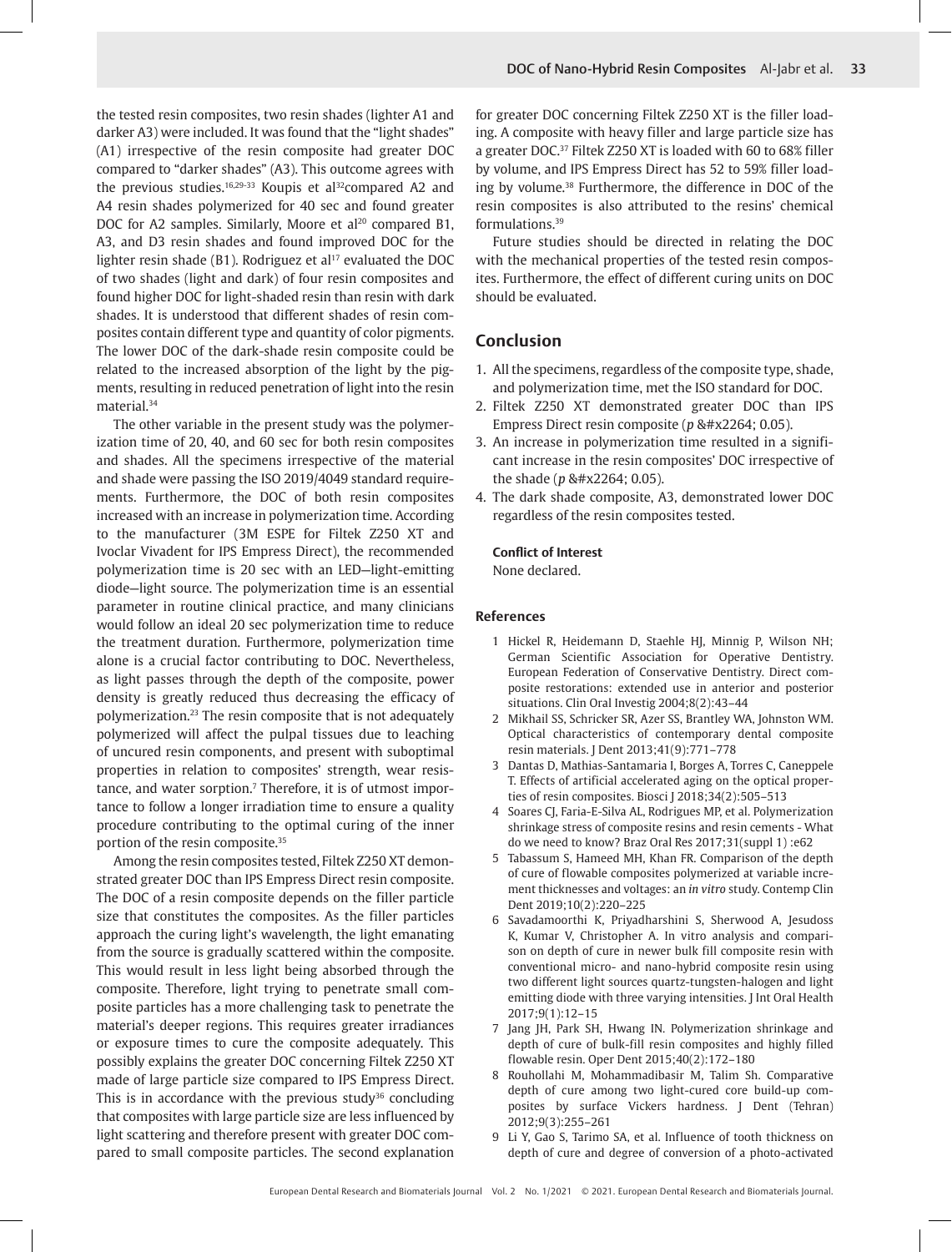the tested resin composites, two resin shades (lighter A1 and darker A3) were included. It was found that the "light shades" (A1) irrespective of the resin composite had greater DOC compared to "darker shades" (A3). This outcome agrees with the previous studies.[16,29-33] Koupis et al[32]compared A2 and A4 resin shades polymerized for 40 sec and found greater DOC for A2 samples. Similarly, Moore et al[20] compared B1, A3, and D3 resin shades and found improved DOC for the lighter resin shade (B1). Rodriguez et al[17] evaluated the DOC of two shades (light and dark) of four resin composites and found higher DOC for light-shaded resin than resin with dark shades. It is understood that different shades of resin composites contain different type and quantity of color pigments. The lower DOC of the dark-shade resin composite could be related to the increased absorption of the light by the pigments, resulting in reduced penetration of light into the resin material.[34]

The other variable in the present study was the polymerization time of 20, 40, and 60 sec for both resin composites and shades. All the specimens irrespective of the material and shade were passing the ISO 2019/4049 standard requirements. Furthermore, the DOC of both resin composites increased with an increase in polymerization time. According to the manufacturer (3M ESPE for Filtek Z250 XT and Ivoclar Vivadent for IPS Empress Direct), the recommended polymerization time is 20 sec with an LED—light-emitting diode—light source. The polymerization time is an essential parameter in routine clinical practice, and many clinicians would follow an ideal 20 sec polymerization time to reduce the treatment duration. Furthermore, polymerization time alone is a crucial factor contributing to DOC. Nevertheless, as light passes through the depth of the composite, power density is greatly reduced thus decreasing the efficacy of polymerization.[23] The resin composite that is not adequately polymerized will affect the pulpal tissues due to leaching of uncured resin components, and present with suboptimal properties in relation to composites' strength, wear resistance, and water sorption.[7] Therefore, it is of utmost importance to follow a longer irradiation time to ensure a quality procedure contributing to the optimal curing of the inner portion of the resin composite.[35]

Among the resin composites tested, Filtek Z250 XT demonstrated greater DOC than IPS Empress Direct resin composite. The DOC of a resin composite depends on the filler particle size that constitutes the composites. As the filler particles approach the curing light's wavelength, the light emanating from the source is gradually scattered within the composite. This would result in less light being absorbed through the composite. Therefore, light trying to penetrate small composite particles has a more challenging task to penetrate the material's deeper regions. This requires greater irradiances or exposure times to cure the composite adequately. This possibly explains the greater DOC concerning Filtek Z250 XT made of large particle size compared to IPS Empress Direct. This is in accordance with the previous study[36] concluding that composites with large particle size are less influenced by light scattering and therefore present with greater DOC compared to small composite particles. The second explanation for greater DOC concerning Filtek Z250 XT is the filler loading. A composite with heavy filler and large particle size has a greater DOC.[37] Filtek Z250 XT is loaded with 60 to 68% filler by volume, and IPS Empress Direct has 52 to 59% filler loading by volume.[38] Furthermore, the difference in DOC of the resin composites is also attributed to the resins' chemical formulations.[39]

Future studies should be directed in relating the DOC with the mechanical properties of the tested resin composites. Furthermore, the effect of different curing units on DOC should be evaluated.

## Conclusion

1. All the specimens, regardless of the composite type, shade, and polymerization time, met the ISO standard for DOC.
2. Filtek Z250 XT demonstrated greater DOC than IPS Empress Direct resin composite ($p \leq 0.05$).
3. An increase in polymerization time resulted in a significant increase in the resin composites' DOC irrespective of the shade ($p \leq 0.05$).
4. The dark shade composite, A3, demonstrated lower DOC regardless of the resin composites tested.

**Conflict of Interest**

None declared.

### References

1. Hickel R, Heidemann D, Staehle HJ, Minnig P, Wilson NH; German Scientific Association for Operative Dentistry. European Federation of Conservative Dentistry. Direct composite restorations: extended use in anterior and posterior situations. Clin Oral Investig 2004;8(2):43–44
2. Mikhail SS, Schricker SR, Azer SS, Brantley WA, Johnston WM. Optical characteristics of contemporary dental composite resin materials. J Dent 2013;41(9):771–778
3. Dantas D, Mathias-Santamaria I, Borges A, Torres C, Caneppele T. Effects of artificial accelerated aging on the optical properties of resin composites. Biosci J 2018;34(2):505–513
4. Soares CJ, Faria-E-Silva AL, Rodrigues MP, et al. Polymerization shrinkage stress of composite resins and resin cements - What do we need to know? Braz Oral Res 2017;31(suppl 1) :e62
5. Tabassum S, Hameed MH, Khan FR. Comparison of the depth of cure of flowable composites polymerized at variable increment thicknesses and voltages: an *in vitro* study. Contemp Clin Dent 2019;10(2):220–225
6. Savadamoorthi K, Priyadharshini S, Sherwood A, Jesudoss K, Kumar V, Christopher A. In vitro analysis and comparison on depth of cure in newer bulk fill composite resin with conventional micro- and nano-hybrid composite resin using two different light sources quartz-tungsten-halogen and light emitting diode with three varying intensities. J Int Oral Health 2017;9(1):12–15
7. Jang JH, Park SH, Hwang IN. Polymerization shrinkage and depth of cure of bulk-fill resin composites and highly filled flowable resin. Oper Dent 2015;40(2):172–180
8. Rouhollahi M, Mohammadibasir M, Talim Sh. Comparative depth of cure among two light-cured core build-up composites by surface Vickers hardness. J Dent (Tehran) 2012;9(3):255–261
9. Li Y, Gao S, Tarimo SA, et al. Influence of tooth thickness on depth of cure and degree of conversion of a photo-activated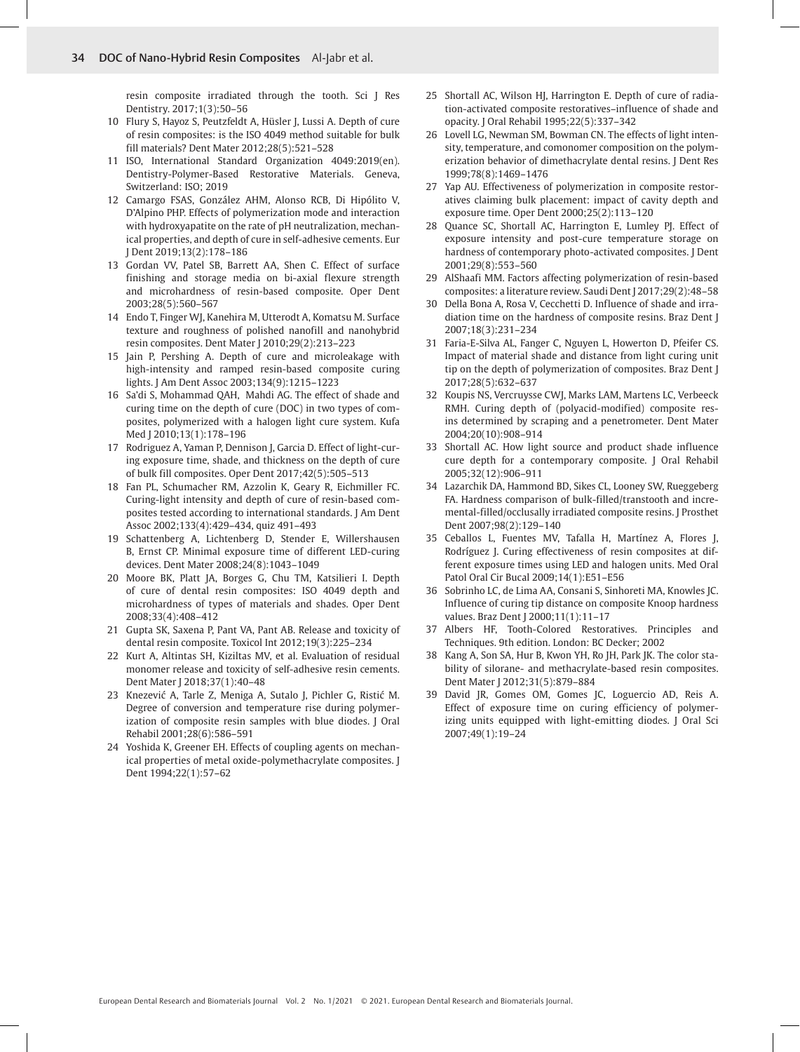resin composite irradiated through the tooth. Sci J Res Dentistry. 2017;1(3):50–56

10 Flury S, Hayoz S, Peutzfeldt A, Hüsler J, Lussi A. Depth of cure of resin composites: is the ISO 4049 method suitable for bulk fill materials? Dent Mater 2012;28(5):521–528

11 ISO, International Standard Organization 4049:2019(en). Dentistry-Polymer-Based Restorative Materials. Geneva, Switzerland: ISO; 2019

12 Camargo FSAS, González AHM, Alonso RCB, Di Hipólito V, D'Alpino PHP. Effects of polymerization mode and interaction with hydroxyapatite on the rate of pH neutralization, mechanical properties, and depth of cure in self-adhesive cements. Eur J Dent 2019;13(2):178–186

13 Gordan VV, Patel SB, Barrett AA, Shen C. Effect of surface finishing and storage media on bi-axial flexure strength and microhardness of resin-based composite. Oper Dent 2003;28(5):560–567

14 Endo T, Finger WJ, Kanehira M, Utterodt A, Komatsu M. Surface texture and roughness of polished nanofill and nanohybrid resin composites. Dent Mater J 2010;29(2):213–223

15 Jain P, Pershing A. Depth of cure and microleakage with high-intensity and ramped resin-based composite curing lights. J Am Dent Assoc 2003;134(9):1215–1223

16 Sa'di S, Mohammad QAH, Mahdi AG. The effect of shade and curing time on the depth of cure (DOC) in two types of composites, polymerized with a halogen light cure system. Kufa Med J 2010;13(1):178–196

17 Rodriguez A, Yaman P, Dennison J, Garcia D. Effect of light-curing exposure time, shade, and thickness on the depth of cure of bulk fill composites. Oper Dent 2017;42(5):505–513

18 Fan PL, Schumacher RM, Azzolin K, Geary R, Eichmiller FC. Curing-light intensity and depth of cure of resin-based composites tested according to international standards. J Am Dent Assoc 2002;133(4):429–434, quiz 491–493

19 Schattenberg A, Lichtenberg D, Stender E, Willershausen B, Ernst CP. Minimal exposure time of different LED-curing devices. Dent Mater 2008;24(8):1043–1049

20 Moore BK, Platt JA, Borges G, Chu TM, Katsilieri I. Depth of cure of dental resin composites: ISO 4049 depth and microhardness of types of materials and shades. Oper Dent 2008;33(4):408–412

21 Gupta SK, Saxena P, Pant VA, Pant AB. Release and toxicity of dental resin composite. Toxicol Int 2012;19(3):225–234

22 Kurt A, Altintas SH, Kiziltas MV, et al. Evaluation of residual monomer release and toxicity of self-adhesive resin cements. Dent Mater J 2018;37(1):40–48

23 Knezević A, Tarle Z, Meniga A, Sutalo J, Pichler G, Ristić M. Degree of conversion and temperature rise during polymerization of composite resin samples with blue diodes. J Oral Rehabil 2001;28(6):586–591

24 Yoshida K, Greener EH. Effects of coupling agents on mechanical properties of metal oxide-polymethacrylate composites. J Dent 1994;22(1):57–62

25 Shortall AC, Wilson HJ, Harrington E. Depth of cure of radiation-activated composite restoratives–influence of shade and opacity. J Oral Rehabil 1995;22(5):337–342

26 Lovell LG, Newman SM, Bowman CN. The effects of light intensity, temperature, and comonomer composition on the polymerization behavior of dimethacrylate dental resins. J Dent Res 1999;78(8):1469–1476

27 Yap AU. Effectiveness of polymerization in composite restoratives claiming bulk placement: impact of cavity depth and exposure time. Oper Dent 2000;25(2):113–120

28 Quance SC, Shortall AC, Harrington E, Lumley PJ. Effect of exposure intensity and post-cure temperature storage on hardness of contemporary photo-activated composites. J Dent 2001;29(8):553–560

29 AlShaafi MM. Factors affecting polymerization of resin-based composites: a literature review. Saudi Dent J 2017;29(2):48–58

30 Della Bona A, Rosa V, Cecchetti D. Influence of shade and irradiation time on the hardness of composite resins. Braz Dent J 2007;18(3):231–234

31 Faria-E-Silva AL, Fanger C, Nguyen L, Howerton D, Pfeifer CS. Impact of material shade and distance from light curing unit tip on the depth of polymerization of composites. Braz Dent J 2017;28(5):632–637

32 Koupis NS, Vercruysse CWJ, Marks LAM, Martens LC, Verbeeck RMH. Curing depth of (polyacid-modified) composite resins determined by scraping and a penetrometer. Dent Mater 2004;20(10):908–914

33 Shortall AC. How light source and product shade influence cure depth for a contemporary composite. J Oral Rehabil 2005;32(12):906–911

34 Lazarchik DA, Hammond BD, Sikes CL, Looney SW, Rueggeberg FA. Hardness comparison of bulk-filled/transtooth and incremental-filled/occlusally irradiated composite resins. J Prosthet Dent 2007;98(2):129–140

35 Ceballos L, Fuentes MV, Tafalla H, Martínez A, Flores J, Rodríguez J. Curing effectiveness of resin composites at different exposure times using LED and halogen units. Med Oral Patol Oral Cir Bucal 2009;14(1):E51–E56

36 Sobrinho LC, de Lima AA, Consani S, Sinhoreti MA, Knowles JC. Influence of curing tip distance on composite Knoop hardness values. Braz Dent J 2000;11(1):11–17

37 Albers HF, Tooth-Colored Restoratives. Principles and Techniques. 9th edition. London: BC Decker; 2002

38 Kang A, Son SA, Hur B, Kwon YH, Ro JH, Park JK. The color stability of silorane- and methacrylate-based resin composites. Dent Mater J 2012;31(5):879–884

39 David JR, Gomes OM, Gomes JC, Loguercio AD, Reis A. Effect of exposure time on curing efficiency of polymerizing units equipped with light-emitting diodes. J Oral Sci 2007;49(1):19–24